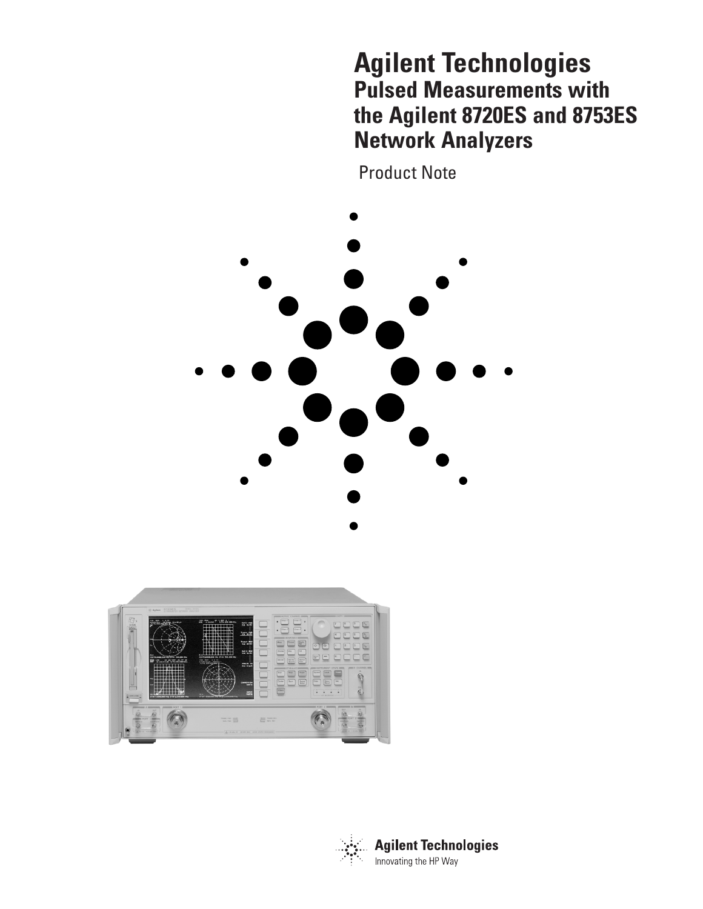# Agilent Technologies

## Pulsed Measurements with the Agilent 8720ES and 8753ES Network Analyzers

Product Note

Agilent Technologies

Innovating the HP Way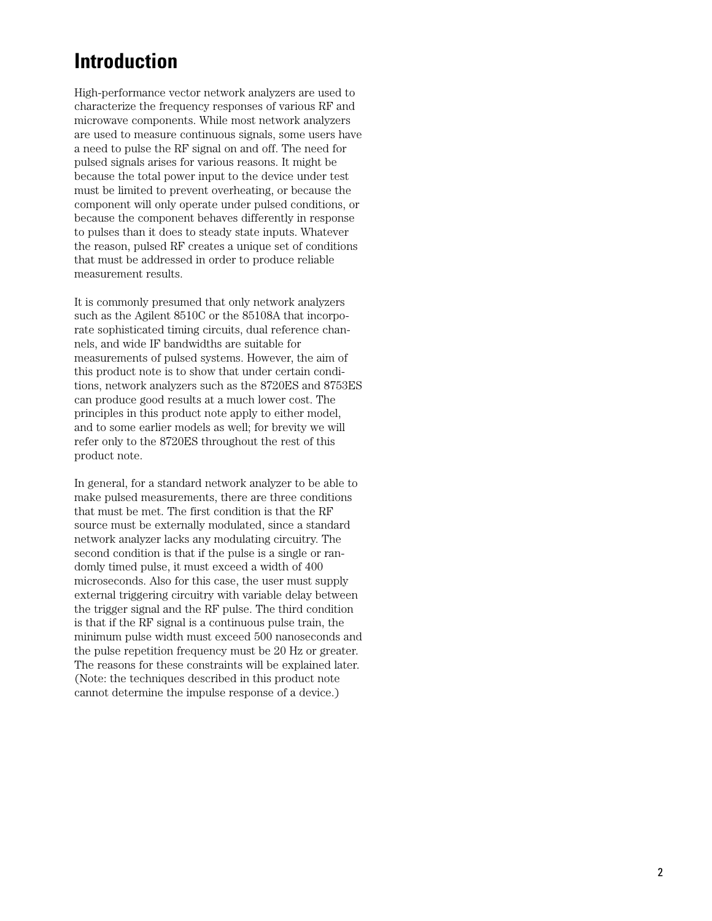# Introduction

High-performance vector network analyzers are used to characterize the frequency responses of various RF and microwave components. While most network analyzers are used to measure continuous signals, some users have a need to pulse the RF signal on and off. The need for pulsed signals arises for various reasons. It might be because the total power input to the device under test must be limited to prevent overheating, or because the component will only operate under pulsed conditions, or because the component behaves differently in response to pulses than it does to steady state inputs. Whatever the reason, pulsed RF creates a unique set of conditions that must be addressed in order to produce reliable measurement results.

It is commonly presumed that only network analyzers such as the Agilent 8510C or the 85108A that incorporate sophisticated timing circuits, dual reference channels, and wide IF bandwidths are suitable for measurements of pulsed systems. However, the aim of this product note is to show that under certain conditions, network analyzers such as the 8720ES and 8753ES can produce good results at a much lower cost. The principles in this product note apply to either model, and to some earlier models as well; for brevity we will refer only to the 8720ES throughout the rest of this product note.

In general, for a standard network analyzer to be able to make pulsed measurements, there are three conditions that must be met. The first condition is that the RF source must be externally modulated, since a standard network analyzer lacks any modulating circuitry. The second condition is that if the pulse is a single or randomly timed pulse, it must exceed a width of 400 microseconds. Also for this case, the user must supply external triggering circuitry with variable delay between the trigger signal and the RF pulse. The third condition is that if the RF signal is a continuous pulse train, the minimum pulse width must exceed 500 nanoseconds and the pulse repetition frequency must be 20 Hz or greater. The reasons for these constraints will be explained later. (Note: the techniques described in this product note cannot determine the impulse response of a device.)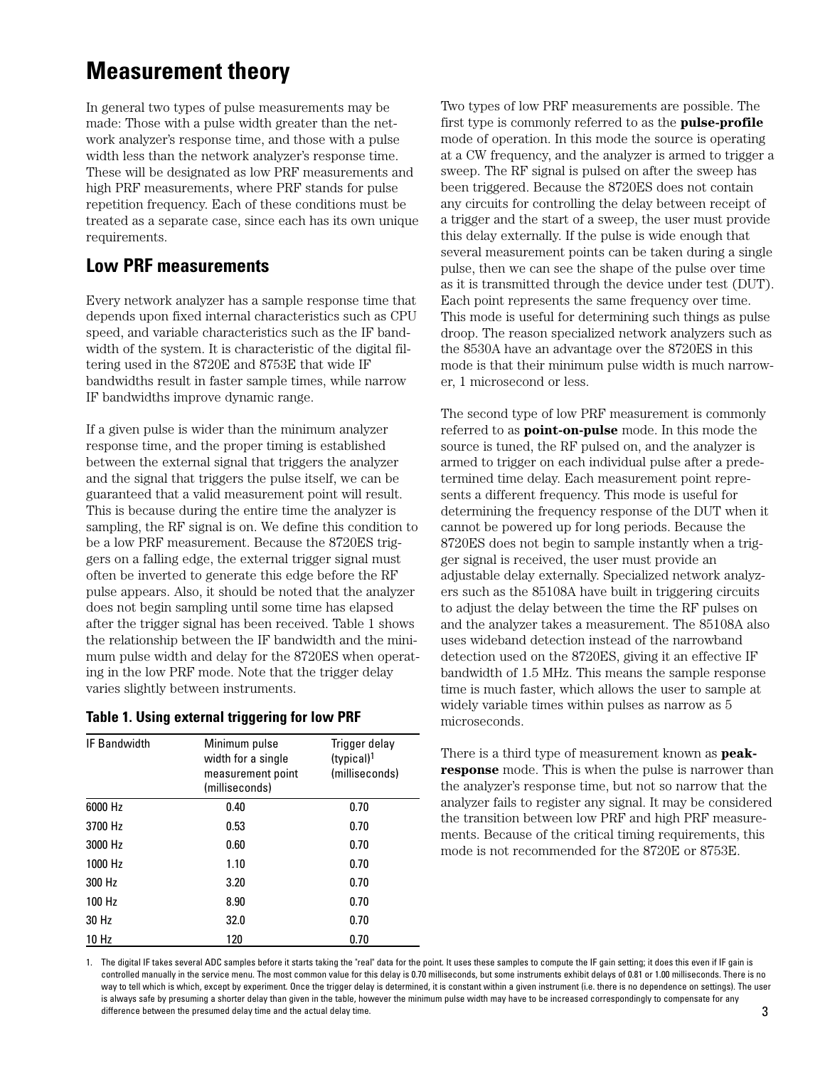# Measurement theory

In general two types of pulse measurements may be made: Those with a pulse width greater than the network analyzer's response time, and those with a pulse width less than the network analyzer's response time. These will be designated as low PRF measurements and high PRF measurements, where PRF stands for pulse repetition frequency. Each of these conditions must be treated as a separate case, since each has its own unique requirements.

## Low PRF measurements

Every network analyzer has a sample response time that depends upon fixed internal characteristics such as CPU speed, and variable characteristics such as the IF bandwidth of the system. It is characteristic of the digital filtering used in the 8720E and 8753E that wide IF bandwidths result in faster sample times, while narrow IF bandwidths improve dynamic range.

If a given pulse is wider than the minimum analyzer response time, and the proper timing is established between the external signal that triggers the analyzer and the signal that triggers the pulse itself, we can be guaranteed that a valid measurement point will result. This is because during the entire time the analyzer is sampling, the RF signal is on. We define this condition to be a low PRF measurement. Because the 8720ES triggers on a falling edge, the external trigger signal must often be inverted to generate this edge before the RF pulse appears. Also, it should be noted that the analyzer does not begin sampling until some time has elapsed after the trigger signal has been received. Table 1 shows the relationship between the IF bandwidth and the minimum pulse width and delay for the 8720ES when operating in the low PRF mode. Note that the trigger delay varies slightly between instruments.

**Table 1. Using external triggering for low PRF**

| IF Bandwidth | Minimum pulse width for a single measurement point (milliseconds) | Trigger delay (typical)[1] (milliseconds) |
|---|---|---|
| 6000 Hz | 0.40 | 0.70 |
| 3700 Hz | 0.53 | 0.70 |
| 3000 Hz | 0.60 | 0.70 |
| 1000 Hz | 1.10 | 0.70 |
| 300 Hz | 3.20 | 0.70 |
| 100 Hz | 8.90 | 0.70 |
| 30 Hz | 32.0 | 0.70 |
| 10 Hz | 120 | 0.70 |

Two types of low PRF measurements are possible. The first type is commonly referred to as the **pulse-profile** mode of operation. In this mode the source is operating at a CW frequency, and the analyzer is armed to trigger a sweep. The RF signal is pulsed on after the sweep has been triggered. Because the 8720ES does not contain any circuits for controlling the delay between receipt of a trigger and the start of a sweep, the user must provide this delay externally. If the pulse is wide enough that several measurement points can be taken during a single pulse, then we can see the shape of the pulse over time as it is transmitted through the device under test (DUT). Each point represents the same frequency over time. This mode is useful for determining such things as pulse droop. The reason specialized network analyzers such as the 8530A have an advantage over the 8720ES in this mode is that their minimum pulse width is much narrower, 1 microsecond or less.

The second type of low PRF measurement is commonly referred to as **point-on-pulse** mode. In this mode the source is tuned, the RF pulsed on, and the analyzer is armed to trigger on each individual pulse after a predetermined time delay. Each measurement point represents a different frequency. This mode is useful for determining the frequency response of the DUT when it cannot be powered up for long periods. Because the 8720ES does not begin to sample instantly when a trigger signal is received, the user must provide an adjustable delay externally. Specialized network analyzers such as the 85108A have built in triggering circuits to adjust the delay between the time the RF pulses on and the analyzer takes a measurement. The 85108A also uses wideband detection instead of the narrowband detection used on the 8720ES, giving it an effective IF bandwidth of 1.5 MHz. This means the sample response time is much faster, which allows the user to sample at widely variable times within pulses as narrow as 5 microseconds.

There is a third type of measurement known as **peak-response** mode. This is when the pulse is narrower than the analyzer's response time, but not so narrow that the analyzer fails to register any signal. It may be considered the transition between low PRF and high PRF measurements. Because of the critical timing requirements, this mode is not recommended for the 8720E or 8753E.

1. The digital IF takes several ADC samples before it starts taking the "real" data for the point. It uses these samples to compute the IF gain setting; it does this even if IF gain is controlled manually in the service menu. The most common value for this delay is 0.70 milliseconds, but some instruments exhibit delays of 0.81 or 1.00 milliseconds. There is no way to tell which is which, except by experiment. Once the trigger delay is determined, it is constant within a given instrument (i.e. there is no dependence on settings). The user is always safe by presuming a shorter delay than given in the table, however the minimum pulse width may have to be increased correspondingly to compensate for any difference between the presumed delay time and the actual delay time.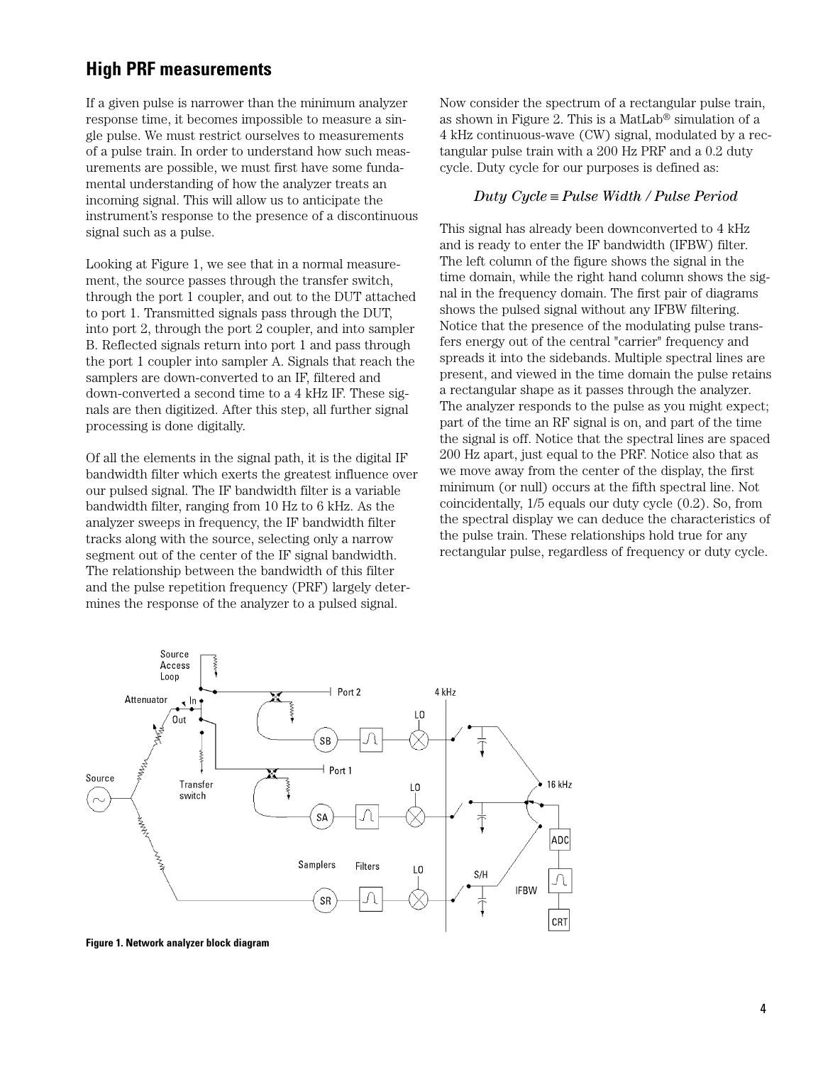## High PRF measurements

If a given pulse is narrower than the minimum analyzer response time, it becomes impossible to measure a single pulse. We must restrict ourselves to measurements of a pulse train. In order to understand how such measurements are possible, we must first have some fundamental understanding of how the analyzer treats an incoming signal. This will allow us to anticipate the instrument's response to the presence of a discontinuous signal such as a pulse.

Looking at Figure 1, we see that in a normal measurement, the source passes through the transfer switch, through the port 1 coupler, and out to the DUT attached to port 1. Transmitted signals pass through the DUT, into port 2, through the port 2 coupler, and into sampler B. Reflected signals return into port 1 and pass through the port 1 coupler into sampler A. Signals that reach the samplers are down-converted to an IF, filtered and down-converted a second time to a 4 kHz IF. These signals are then digitized. After this step, all further signal processing is done digitally.

Of all the elements in the signal path, it is the digital IF bandwidth filter which exerts the greatest influence over our pulsed signal. The IF bandwidth filter is a variable bandwidth filter, ranging from 10 Hz to 6 kHz. As the analyzer sweeps in frequency, the IF bandwidth filter tracks along with the source, selecting only a narrow segment out of the center of the IF signal bandwidth. The relationship between the bandwidth of this filter and the pulse repetition frequency (PRF) largely determines the response of the analyzer to a pulsed signal.

Now consider the spectrum of a rectangular pulse train, as shown in Figure 2. This is a MatLab® simulation of a 4 kHz continuous-wave (CW) signal, modulated by a rectangular pulse train with a 200 Hz PRF and a 0.2 duty cycle. Duty cycle for our purposes is defined as:

$$\textit{Duty Cycle} \equiv \textit{Pulse Width / Pulse Period}$$

This signal has already been downconverted to 4 kHz and is ready to enter the IF bandwidth (IFBW) filter. The left column of the figure shows the signal in the time domain, while the right hand column shows the signal in the frequency domain. The first pair of diagrams shows the pulsed signal without any IFBW filtering. Notice that the presence of the modulating pulse transfers energy out of the central "carrier" frequency and spreads it into the sidebands. Multiple spectral lines are present, and viewed in the time domain the pulse retains a rectangular shape as it passes through the analyzer. The analyzer responds to the pulse as you might expect; part of the time an RF signal is on, and part of the time the signal is off. Notice that the spectral lines are spaced 200 Hz apart, just equal to the PRF. Notice also that as we move away from the center of the display, the first minimum (or null) occurs at the fifth spectral line. Not coincidentally, 1/5 equals our duty cycle (0.2). So, from the spectral display we can deduce the characteristics of the pulse train. These relationships hold true for any rectangular pulse, regardless of frequency or duty cycle.

Source Access Loop
Attenuator
In
Out
Transfer switch
Source
Port 2
Port 1
4 kHz
LO
SB
SA
SR
LO
LO
Samplers
Filters
S/H
16 kHz
ADC
IFBW
CRT

**Figure 1. Network analyzer block diagram**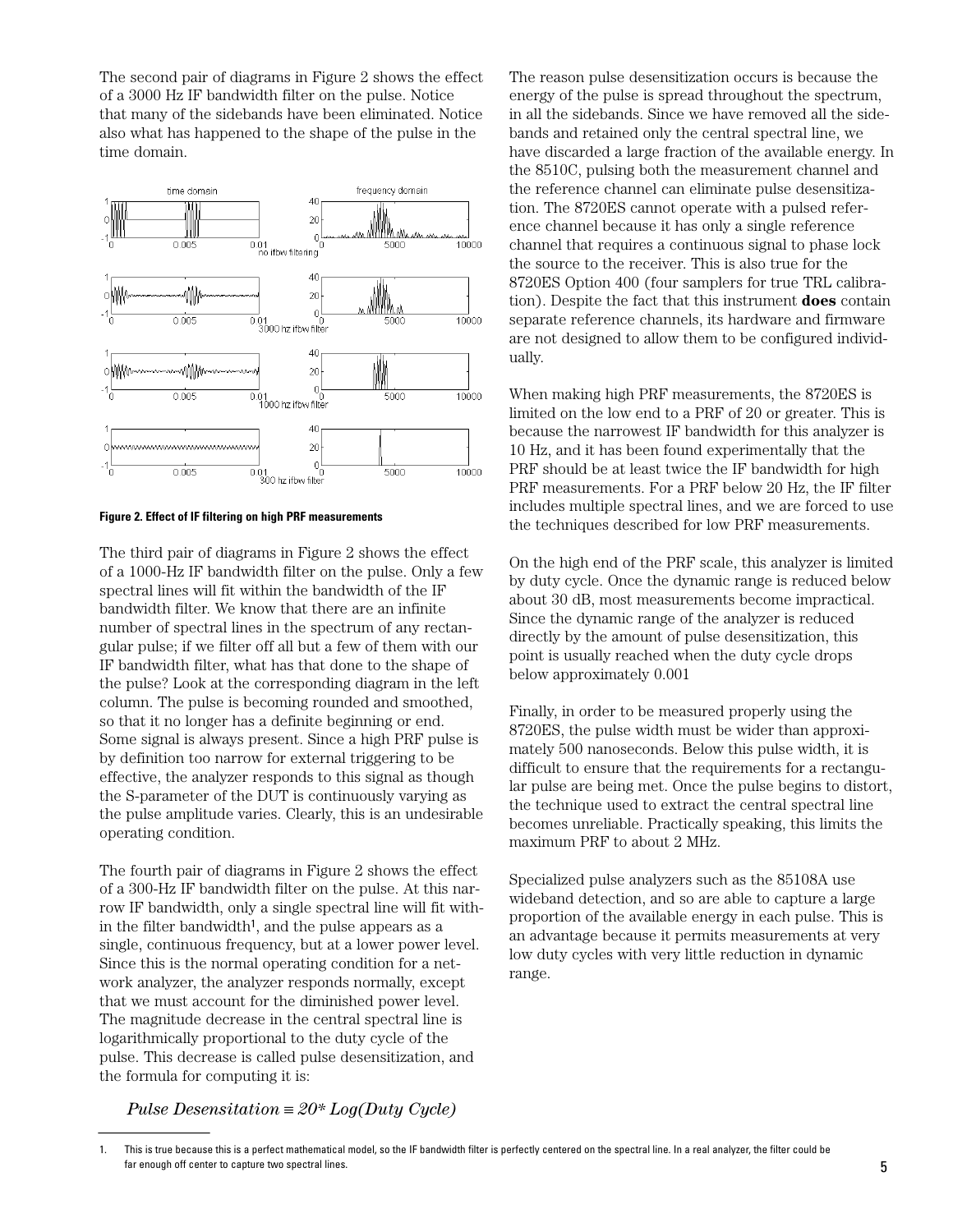The second pair of diagrams in Figure 2 shows the effect of a 3000 Hz IF bandwidth filter on the pulse. Notice that many of the sidebands have been eliminated. Notice also what has happened to the shape of the pulse in the time domain.

time domain
frequency domain
1
0
-1
0
0.005
0.01
40
20
0
0
5000
10000
no ifbw filtering

3000 hz ifbw filter

1000 hz ifbw filter

300 hz ifbw filter

**Figure 2. Effect of IF filtering on high PRF measurements**

The third pair of diagrams in Figure 2 shows the effect of a 1000-Hz IF bandwidth filter on the pulse. Only a few spectral lines will fit within the bandwidth of the IF bandwidth filter. We know that there are an infinite number of spectral lines in the spectrum of any rectangular pulse; if we filter off all but a few of them with our IF bandwidth filter, what has that done to the shape of the pulse? Look at the corresponding diagram in the left column. The pulse is becoming rounded and smoothed, so that it no longer has a definite beginning or end. Some signal is always present. Since a high PRF pulse is by definition too narrow for external triggering to be effective, the analyzer responds to this signal as though the S-parameter of the DUT is continuously varying as the pulse amplitude varies. Clearly, this is an undesirable operating condition.

The fourth pair of diagrams in Figure 2 shows the effect of a 300-Hz IF bandwidth filter on the pulse. At this narrow IF bandwidth, only a single spectral line will fit within the filter bandwidth[1], and the pulse appears as a single, continuous frequency, but at a lower power level. Since this is the normal operating condition for a network analyzer, the analyzer responds normally, except that we must account for the diminished power level. The magnitude decrease in the central spectral line is logarithmically proportional to the duty cycle of the pulse. This decrease is called pulse desensitization, and the formula for computing it is:

$$\textit{Pulse Desensitation} \equiv 20 * \textit{Log}(\textit{Duty Cycle})$$

The reason pulse desensitization occurs is because the energy of the pulse is spread throughout the spectrum, in all the sidebands. Since we have removed all the sidebands and retained only the central spectral line, we have discarded a large fraction of the available energy. In the 8510C, pulsing both the measurement channel and the reference channel can eliminate pulse desensitization. The 8720ES cannot operate with a pulsed reference channel because it has only a single reference channel that requires a continuous signal to phase lock the source to the receiver. This is also true for the 8720ES Option 400 (four samplers for true TRL calibration). Despite the fact that this instrument **does** contain separate reference channels, its hardware and firmware are not designed to allow them to be configured individually.

When making high PRF measurements, the 8720ES is limited on the low end to a PRF of 20 or greater. This is because the narrowest IF bandwidth for this analyzer is 10 Hz, and it has been found experimentally that the PRF should be at least twice the IF bandwidth for high PRF measurements. For a PRF below 20 Hz, the IF filter includes multiple spectral lines, and we are forced to use the techniques described for low PRF measurements.

On the high end of the PRF scale, this analyzer is limited by duty cycle. Once the dynamic range is reduced below about 30 dB, most measurements become impractical. Since the dynamic range of the analyzer is reduced directly by the amount of pulse desensitization, this point is usually reached when the duty cycle drops below approximately 0.001

Finally, in order to be measured properly using the 8720ES, the pulse width must be wider than approximately 500 nanoseconds. Below this pulse width, it is difficult to ensure that the requirements for a rectangular pulse are being met. Once the pulse begins to distort, the technique used to extract the central spectral line becomes unreliable. Practically speaking, this limits the maximum PRF to about 2 MHz.

Specialized pulse analyzers such as the 85108A use wideband detection, and so are able to capture a large proportion of the available energy in each pulse. This is an advantage because it permits measurements at very low duty cycles with very little reduction in dynamic range.

---

1. This is true because this is a perfect mathematical model, so the IF bandwidth filter is perfectly centered on the spectral line. In a real analyzer, the filter could be far enough off center to capture two spectral lines.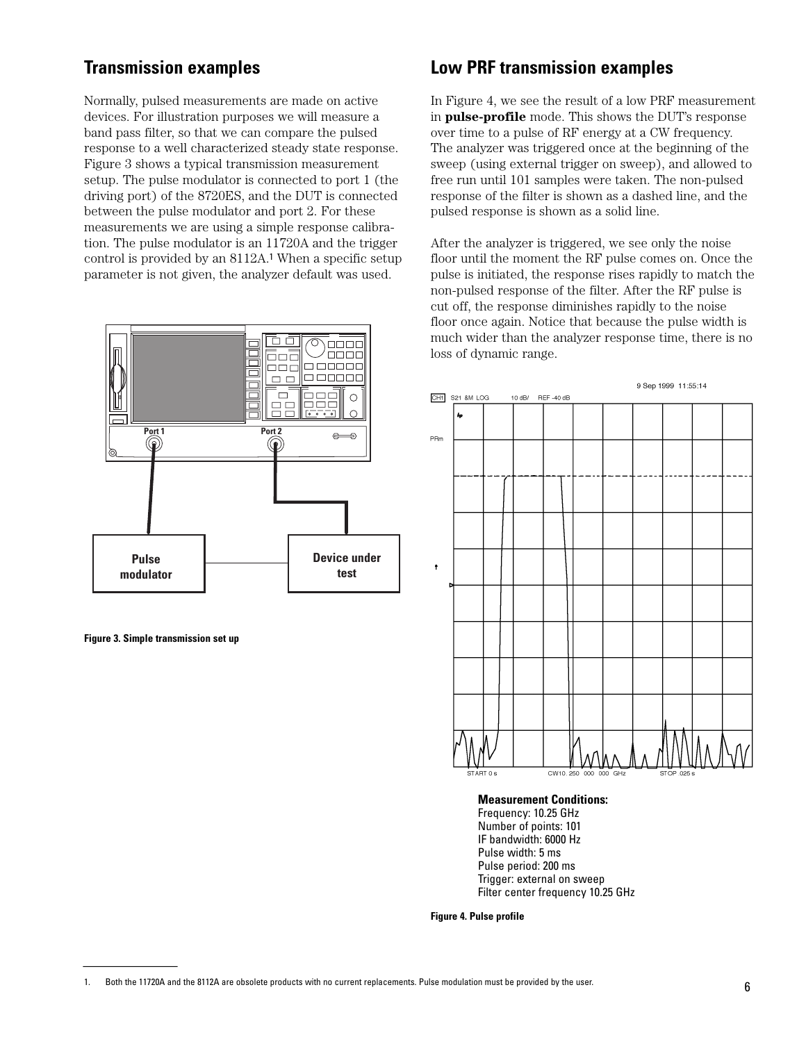## Transmission examples

Normally, pulsed measurements are made on active devices. For illustration purposes we will measure a band pass filter, so that we can compare the pulsed response to a well characterized steady state response. Figure 3 shows a typical transmission measurement setup. The pulse modulator is connected to port 1 (the driving port) of the 8720ES, and the DUT is connected between the pulse modulator and port 2. For these measurements we are using a simple response calibration. The pulse modulator is an 11720A and the trigger control is provided by an 8112A.[1] When a specific setup parameter is not given, the analyzer default was used.

Port 1

Port 2

Pulse modulator

Device under test

**Figure 3. Simple transmission set up**

## Low PRF transmission examples

In Figure 4, we see the result of a low PRF measurement in **pulse-profile** mode. This shows the DUT's response over time to a pulse of RF energy at a CW frequency. The analyzer was triggered once at the beginning of the sweep (using external trigger on sweep), and allowed to free run until 101 samples were taken. The non-pulsed response of the filter is shown as a dashed line, and the pulsed response is shown as a solid line.

After the analyzer is triggered, we see only the noise floor until the moment the RF pulse comes on. Once the pulse is initiated, the response rises rapidly to match the non-pulsed response of the filter. After the RF pulse is cut off, the response diminishes rapidly to the noise floor once again. Notice that because the pulse width is much wider than the analyzer response time, there is no loss of dynamic range.

9 Sep 1999 11:55:14

CH1 S21 &M LOG 10 dB/ REF -40 dB

PRm

START 0 s CW10. 250 000 000 GHz STOP .025 s

**Measurement Conditions:**
Frequency: 10.25 GHz
Number of points: 101
IF bandwidth: 6000 Hz
Pulse width: 5 ms
Pulse period: 200 ms
Trigger: external on sweep
Filter center frequency 10.25 GHz

**Figure 4. Pulse profile**

1. Both the 11720A and the 8112A are obsolete products with no current replacements. Pulse modulation must be provided by the user.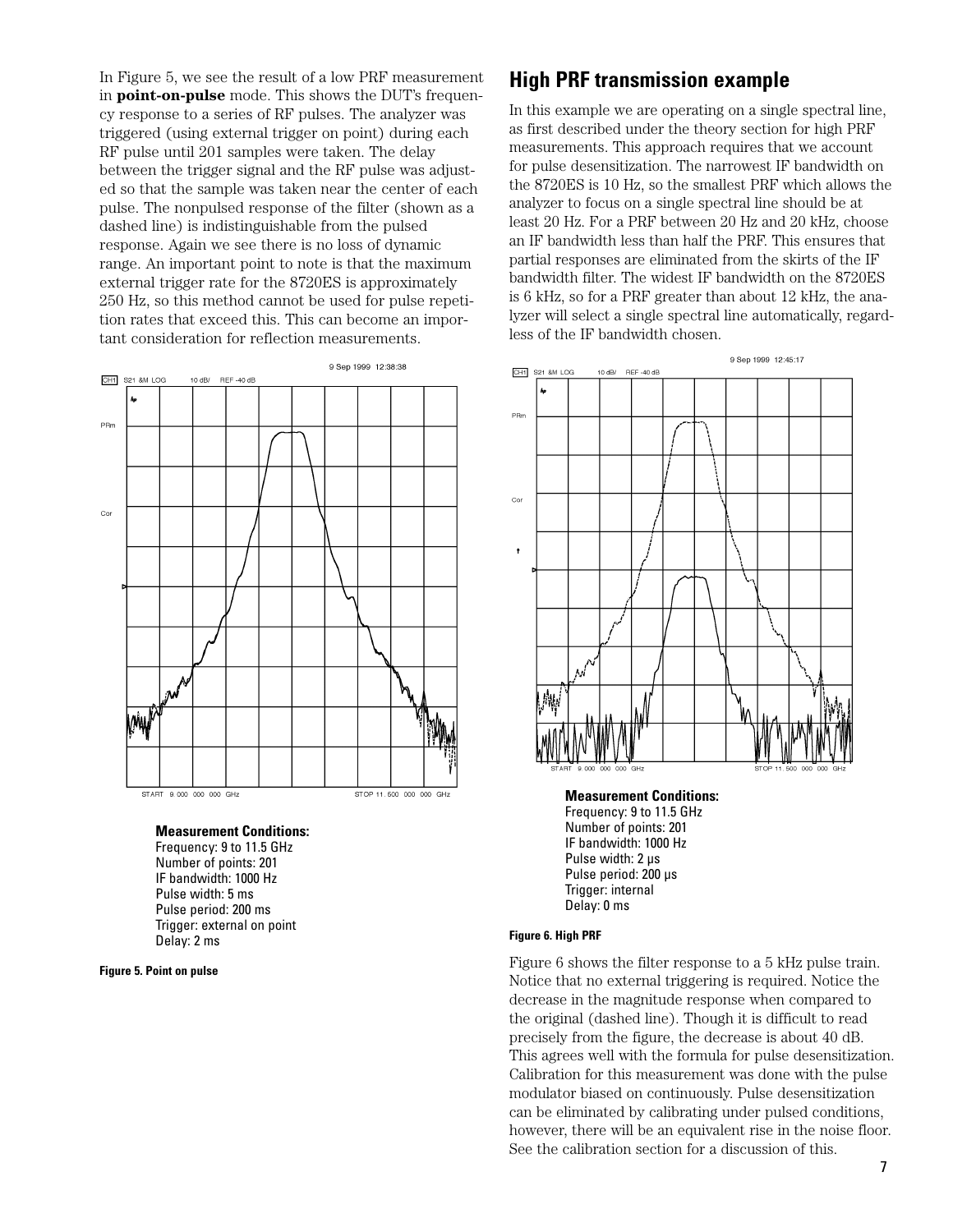In Figure 5, we see the result of a low PRF measurement in **point-on-pulse** mode. This shows the DUT's frequency response to a series of RF pulses. The analyzer was triggered (using external trigger on point) during each RF pulse until 201 samples were taken. The delay between the trigger signal and the RF pulse was adjusted so that the sample was taken near the center of each pulse. The nonpulsed response of the filter (shown as a dashed line) is indistinguishable from the pulsed response. Again we see there is no loss of dynamic range. An important point to note is that the maximum external trigger rate for the 8720ES is approximately 250 Hz, so this method cannot be used for pulse repetition rates that exceed this. This can become an important consideration for reflection measurements.

9 Sep 1999 12:38:38

CH1 S21 &M LOG 10 dB/ REF -40 dB

PRm

Cor

START 9.000 000 000 GHz STOP 11.500 000 000 GHz

**Measurement Conditions:**
Frequency: 9 to 11.5 GHz
Number of points: 201
IF bandwidth: 1000 Hz
Pulse width: 5 ms
Pulse period: 200 ms
Trigger: external on point
Delay: 2 ms

**Figure 5. Point on pulse**

## High PRF transmission example

In this example we are operating on a single spectral line, as first described under the theory section for high PRF measurements. This approach requires that we account for pulse desensitization. The narrowest IF bandwidth on the 8720ES is 10 Hz, so the smallest PRF which allows the analyzer to focus on a single spectral line should be at least 20 Hz. For a PRF between 20 Hz and 20 kHz, choose an IF bandwidth less than half the PRF. This ensures that partial responses are eliminated from the skirts of the IF bandwidth filter. The widest IF bandwidth on the 8720ES is 6 kHz, so for a PRF greater than about 12 kHz, the analyzer will select a single spectral line automatically, regardless of the IF bandwidth chosen.

9 Sep 1999 12:45:17

CH1 S21 &M LOG 10 dB/ REF -40 dB

PRm

Cor

START 9.000 000 000 GHz STOP 11.500 000 000 GHz

**Measurement Conditions:**
Frequency: 9 to 11.5 GHz
Number of points: 201
IF bandwidth: 1000 Hz
Pulse width: 2 μs
Pulse period: 200 μs
Trigger: internal
Delay: 0 ms

**Figure 6. High PRF**

Figure 6 shows the filter response to a 5 kHz pulse train. Notice that no external triggering is required. Notice the decrease in the magnitude response when compared to the original (dashed line). Though it is difficult to read precisely from the figure, the decrease is about 40 dB. This agrees well with the formula for pulse desensitization. Calibration for this measurement was done with the pulse modulator biased on continuously. Pulse desensitization can be eliminated by calibrating under pulsed conditions, however, there will be an equivalent rise in the noise floor. See the calibration section for a discussion of this.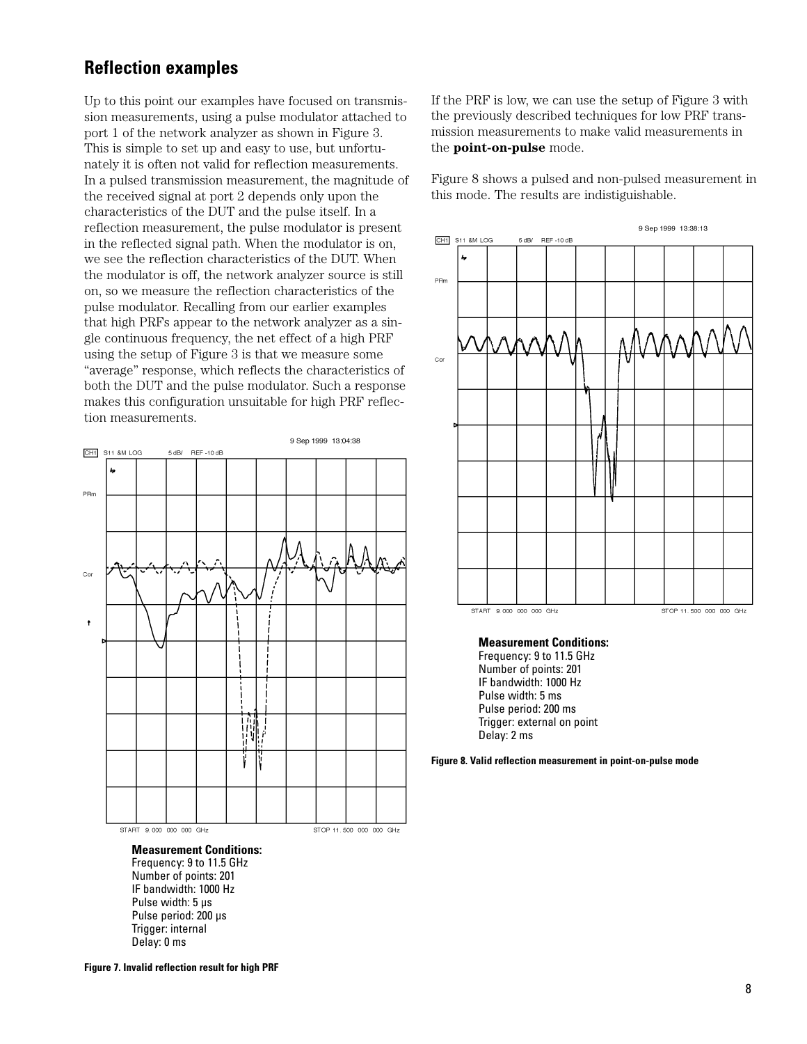## Reflection examples

Up to this point our examples have focused on transmission measurements, using a pulse modulator attached to port 1 of the network analyzer as shown in Figure 3. This is simple to set up and easy to use, but unfortunately it is often not valid for reflection measurements. In a pulsed transmission measurement, the magnitude of the received signal at port 2 depends only upon the characteristics of the DUT and the pulse itself. In a reflection measurement, the pulse modulator is present in the reflected signal path. When the modulator is on, we see the reflection characteristics of the DUT. When the modulator is off, the network analyzer source is still on, so we measure the reflection characteristics of the pulse modulator. Recalling from our earlier examples that high PRFs appear to the network analyzer as a single continuous frequency, the net effect of a high PRF using the setup of Figure 3 is that we measure some "average" response, which reflects the characteristics of both the DUT and the pulse modulator. Such a response makes this configuration unsuitable for high PRF reflection measurements.

9 Sep 1999 13:04:38
CH1 S11 &M LOG 5 dB/ REF -10 dB
PRm
Cor
START 9.000 000 000 GHz
STOP 11.500 000 000 GHz

**Measurement Conditions:**
Frequency: 9 to 11.5 GHz
Number of points: 201
IF bandwidth: 1000 Hz
Pulse width: 5 µs
Pulse period: 200 µs
Trigger: internal
Delay: 0 ms

**Figure 7. Invalid reflection result for high PRF**

If the PRF is low, we can use the setup of Figure 3 with the previously described techniques for low PRF transmission measurements to make valid measurements in the **point-on-pulse** mode.

Figure 8 shows a pulsed and non-pulsed measurement in this mode. The results are indistiguishable.

9 Sep 1999 13:38:13
CH1 S11 &M LOG 5 dB/ REF -10 dB
PRm
Cor
START 9.000 000 000 GHz
STOP 11.500 000 000 GHz

**Measurement Conditions:**
Frequency: 9 to 11.5 GHz
Number of points: 201
IF bandwidth: 1000 Hz
Pulse width: 5 ms
Pulse period: 200 ms
Trigger: external on point
Delay: 2 ms

**Figure 8. Valid reflection measurement in point-on-pulse mode**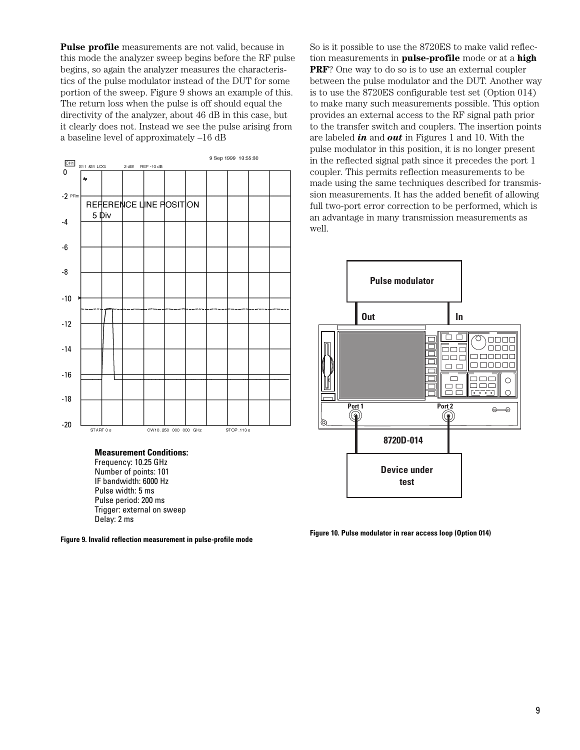**Pulse profile** measurements are not valid, because in this mode the analyzer sweep begins before the RF pulse begins, so again the analyzer measures the characteristics of the pulse modulator instead of the DUT for some portion of the sweep. Figure 9 shows an example of this. The return loss when the pulse is off should equal the directivity of the analyzer, about 46 dB in this case, but it clearly does not. Instead we see the pulse arising from a baseline level of approximately –16 dB

9 Sep 1999 13:55:30

CH1 S11 &M LOG 2 dB/ REF -10 dB

0
-2 PRm
-4
-6
-8
-10
-12
-14
-16
-18
-20

REFERENCE LINE POSITION
5 Div

START 0 s CW10.250 000 000 GHz STOP .113 s

**Measurement Conditions:**
Frequency: 10.25 GHz
Number of points: 101
IF bandwidth: 6000 Hz
Pulse width: 5 ms
Pulse period: 200 ms
Trigger: external on sweep
Delay: 2 ms

**Figure 9. Invalid reflection measurement in pulse-profile mode**

So is it possible to use the 8720ES to make valid reflection measurements in **pulse-profile** mode or at a **high PRF**? One way to do so is to use an external coupler between the pulse modulator and the DUT. Another way is to use the 8720ES configurable test set (Option 014) to make many such measurements possible. This option provides an external access to the RF signal path prior to the transfer switch and couplers. The insertion points are labeled ***in*** and ***out*** in Figures 1 and 10. With the pulse modulator in this position, it is no longer present in the reflected signal path since it precedes the port 1 coupler. This permits reflection measurements to be made using the same techniques described for transmission measurements. It has the added benefit of allowing full two-port error correction to be performed, which is an advantage in many transmission measurements as well.

Pulse modulator

Out

In

Port 1

Port 2

8720D-014

Device under test

**Figure 10. Pulse modulator in rear access loop (Option 014)**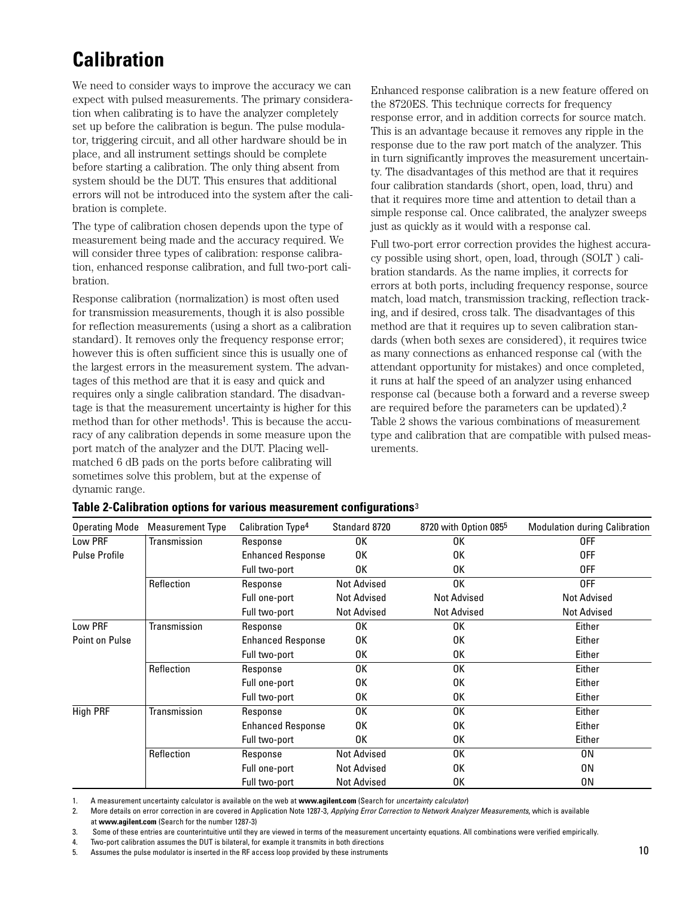# Calibration

We need to consider ways to improve the accuracy we can expect with pulsed measurements. The primary consideration when calibrating is to have the analyzer completely set up before the calibration is begun. The pulse modulator, triggering circuit, and all other hardware should be in place, and all instrument settings should be complete before starting a calibration. The only thing absent from system should be the DUT. This ensures that additional errors will not be introduced into the system after the calibration is complete.

The type of calibration chosen depends upon the type of measurement being made and the accuracy required. We will consider three types of calibration: response calibration, enhanced response calibration, and full two-port calibration.

Response calibration (normalization) is most often used for transmission measurements, though it is also possible for reflection measurements (using a short as a calibration standard). It removes only the frequency response error; however this is often sufficient since this is usually one of the largest errors in the measurement system. The advantages of this method are that it is easy and quick and requires only a single calibration standard. The disadvantage is that the measurement uncertainty is higher for this method than for other methods[1]. This is because the accuracy of any calibration depends in some measure upon the port match of the analyzer and the DUT. Placing well-matched 6 dB pads on the ports before calibrating will sometimes solve this problem, but at the expense of dynamic range.

Enhanced response calibration is a new feature offered on the 8720ES. This technique corrects for frequency response error, and in addition corrects for source match. This is an advantage because it removes any ripple in the response due to the raw port match of the analyzer. This in turn significantly improves the measurement uncertainty. The disadvantages of this method are that it requires four calibration standards (short, open, load, thru) and that it requires more time and attention to detail than a simple response cal. Once calibrated, the analyzer sweeps just as quickly as it would with a response cal.

Full two-port error correction provides the highest accuracy possible using short, open, load, through (SOLT ) calibration standards. As the name implies, it corrects for errors at both ports, including frequency response, source match, load match, transmission tracking, reflection tracking, and if desired, cross talk. The disadvantages of this method are that it requires up to seven calibration standards (when both sexes are considered), it requires twice as many connections as enhanced response cal (with the attendant opportunity for mistakes) and once completed, it runs at half the speed of an analyzer using enhanced response cal (because both a forward and a reverse sweep are required before the parameters can be updated).[2] Table 2 shows the various combinations of measurement type and calibration that are compatible with pulsed measurements.

**Table 2-Calibration options for various measurement configurations**[3]

| Operating Mode | Measurement Type | Calibration Type[4] | Standard 8720 | 8720 with Option 085[5] | Modulation during Calibration |
|---|---|---|---|---|---|
| Low PRF Pulse Profile | Transmission | Response | OK | OK | OFF |
| | | Enhanced Response | OK | OK | OFF |
| | | Full two-port | OK | OK | OFF |
| | Reflection | Response | Not Advised | OK | OFF |
| | | Full one-port | Not Advised | Not Advised | Not Advised |
| | | Full two-port | Not Advised | Not Advised | Not Advised |
| Low PRF Point on Pulse | Transmission | Response | OK | OK | Either |
| | | Enhanced Response | OK | OK | Either |
| | | Full two-port | OK | OK | Either |
| | Reflection | Response | OK | OK | Either |
| | | Full one-port | OK | OK | Either |
| | | Full two-port | OK | OK | Either |
| High PRF | Transmission | Response | OK | OK | Either |
| | | Enhanced Response | OK | OK | Either |
| | | Full two-port | OK | OK | Either |
| | Reflection | Response | Not Advised | OK | ON |
| | | Full one-port | Not Advised | OK | ON |
| | | Full two-port | Not Advised | OK | ON |

1. A measurement uncertainty calculator is available on the web at **www.agilent.com** (Search for *uncertainty calculator*)
2. More details on error correction in are covered in Application Note 1287-3, *Applying Error Correction to Network Analyzer Measurements*, which is available at **www.agilent.com** (Search for the number 1287-3)
3. Some of these entries are counterintuitive until they are viewed in terms of the measurement uncertainty equations. All combinations were verified empirically.
4. Two-port calibration assumes the DUT is bilateral, for example it transmits in both directions
5. Assumes the pulse modulator is inserted in the RF access loop provided by these instruments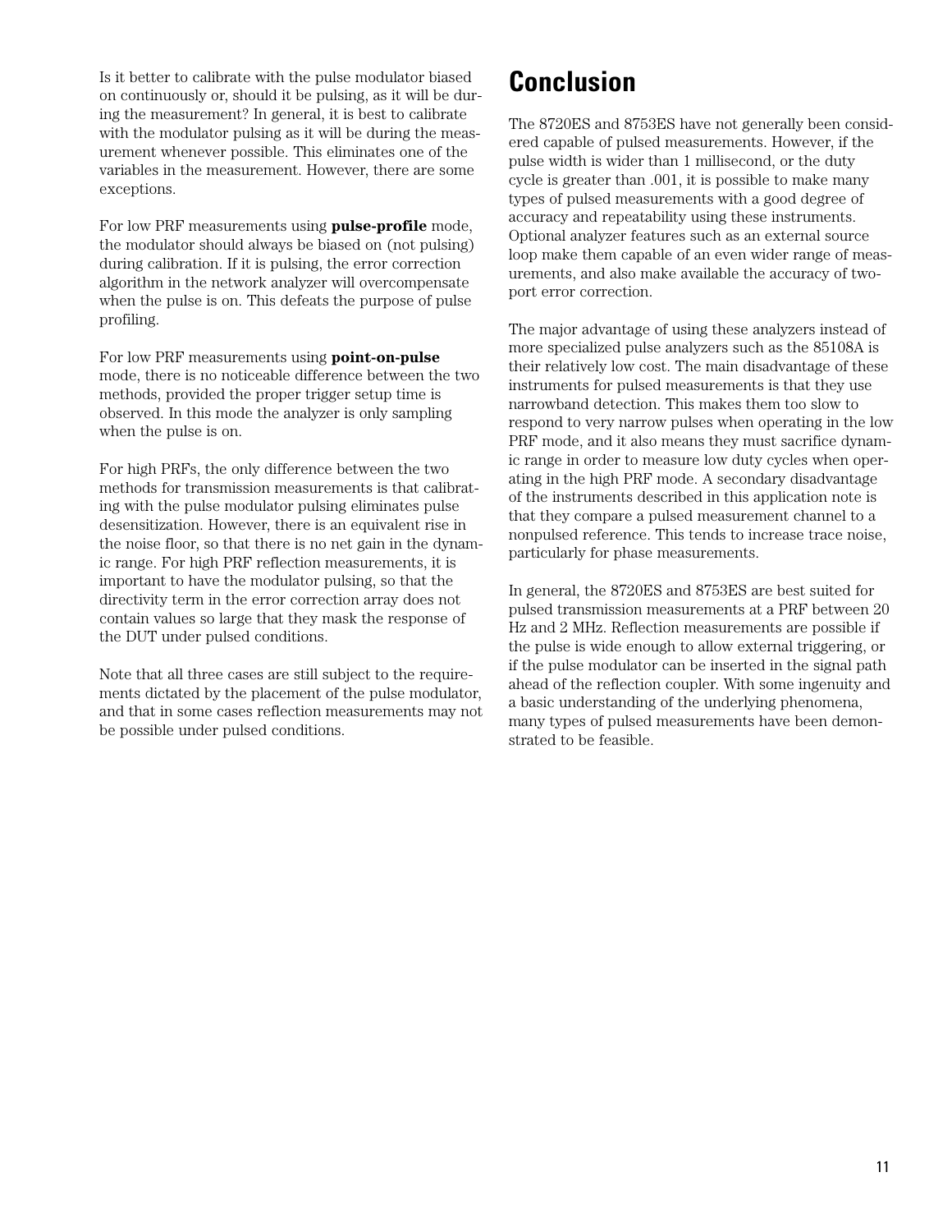Is it better to calibrate with the pulse modulator biased on continuously or, should it be pulsing, as it will be during the measurement? In general, it is best to calibrate with the modulator pulsing as it will be during the measurement whenever possible. This eliminates one of the variables in the measurement. However, there are some exceptions.

For low PRF measurements using **pulse-profile** mode, the modulator should always be biased on (not pulsing) during calibration. If it is pulsing, the error correction algorithm in the network analyzer will overcompensate when the pulse is on. This defeats the purpose of pulse profiling.

For low PRF measurements using **point-on-pulse** mode, there is no noticeable difference between the two methods, provided the proper trigger setup time is observed. In this mode the analyzer is only sampling when the pulse is on.

For high PRFs, the only difference between the two methods for transmission measurements is that calibrating with the pulse modulator pulsing eliminates pulse desensitization. However, there is an equivalent rise in the noise floor, so that there is no net gain in the dynamic range. For high PRF reflection measurements, it is important to have the modulator pulsing, so that the directivity term in the error correction array does not contain values so large that they mask the response of the DUT under pulsed conditions.

Note that all three cases are still subject to the requirements dictated by the placement of the pulse modulator, and that in some cases reflection measurements may not be possible under pulsed conditions.

# Conclusion

The 8720ES and 8753ES have not generally been considered capable of pulsed measurements. However, if the pulse width is wider than 1 millisecond, or the duty cycle is greater than .001, it is possible to make many types of pulsed measurements with a good degree of accuracy and repeatability using these instruments. Optional analyzer features such as an external source loop make them capable of an even wider range of measurements, and also make available the accuracy of two-port error correction.

The major advantage of using these analyzers instead of more specialized pulse analyzers such as the 85108A is their relatively low cost. The main disadvantage of these instruments for pulsed measurements is that they use narrowband detection. This makes them too slow to respond to very narrow pulses when operating in the low PRF mode, and it also means they must sacrifice dynamic range in order to measure low duty cycles when operating in the high PRF mode. A secondary disadvantage of the instruments described in this application note is that they compare a pulsed measurement channel to a nonpulsed reference. This tends to increase trace noise, particularly for phase measurements.

In general, the 8720ES and 8753ES are best suited for pulsed transmission measurements at a PRF between 20 Hz and 2 MHz. Reflection measurements are possible if the pulse is wide enough to allow external triggering, or if the pulse modulator can be inserted in the signal path ahead of the reflection coupler. With some ingenuity and a basic understanding of the underlying phenomena, many types of pulsed measurements have been demonstrated to be feasible.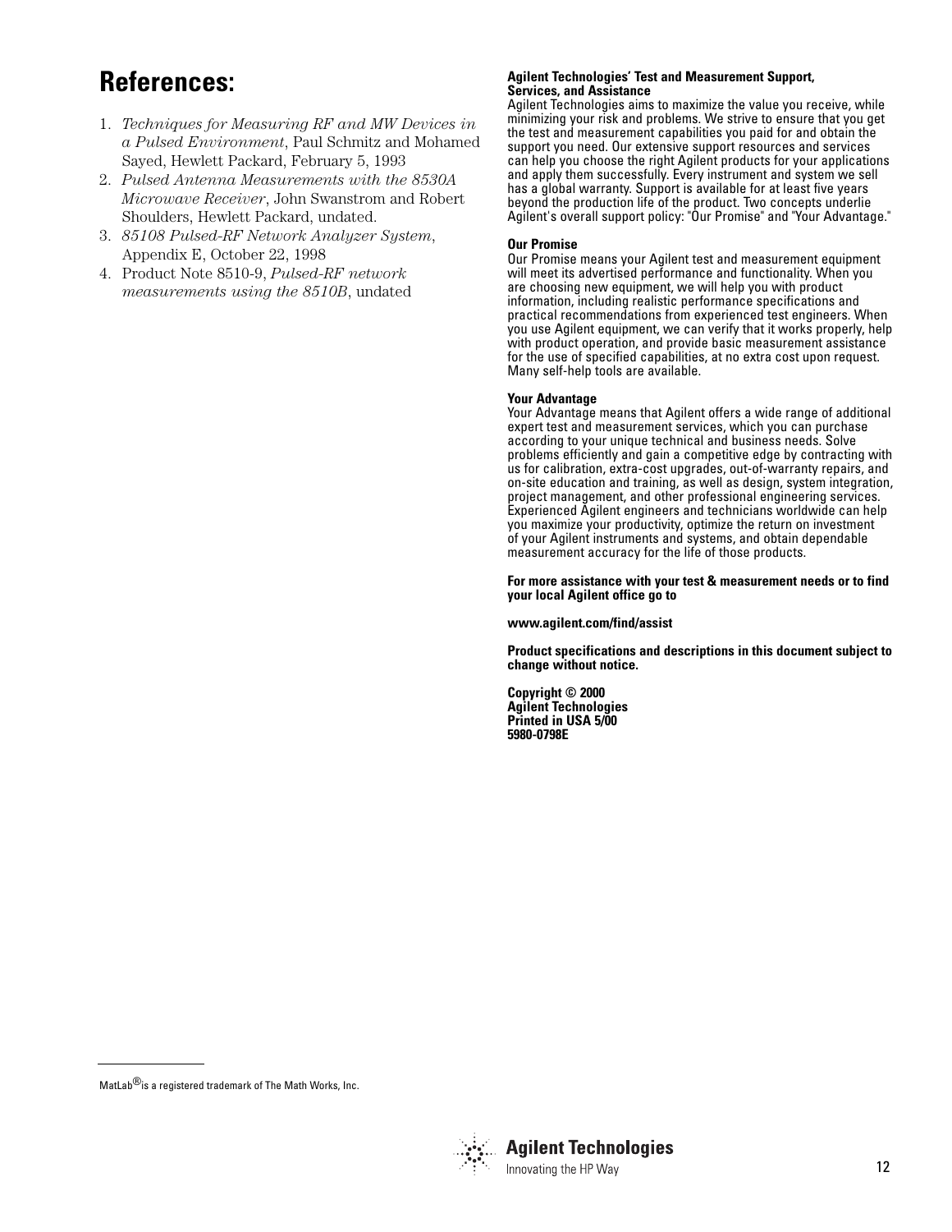# References:

1. *Techniques for Measuring RF and MW Devices in a Pulsed Environment*, Paul Schmitz and Mohamed Sayed, Hewlett Packard, February 5, 1993
2. *Pulsed Antenna Measurements with the 8530A Microwave Receiver*, John Swanstrom and Robert Shoulders, Hewlett Packard, undated.
3. *85108 Pulsed-RF Network Analyzer System*, Appendix E, October 22, 1998
4. Product Note 8510-9, *Pulsed-RF network measurements using the 8510B*, undated

MatLab® is a registered trademark of The Math Works, Inc.

**Agilent Technologies' Test and Measurement Support, Services, and Assistance**

Agilent Technologies aims to maximize the value you receive, while minimizing your risk and problems. We strive to ensure that you get the test and measurement capabilities you paid for and obtain the support you need. Our extensive support resources and services can help you choose the right Agilent products for your applications and apply them successfully. Every instrument and system we sell has a global warranty. Support is available for at least five years beyond the production life of the product. Two concepts underlie Agilent's overall support policy: "Our Promise" and "Your Advantage."

**Our Promise**

Our Promise means your Agilent test and measurement equipment will meet its advertised performance and functionality. When you are choosing new equipment, we will help you with product information, including realistic performance specifications and practical recommendations from experienced test engineers. When you use Agilent equipment, we can verify that it works properly, help with product operation, and provide basic measurement assistance for the use of specified capabilities, at no extra cost upon request. Many self-help tools are available.

**Your Advantage**

Your Advantage means that Agilent offers a wide range of additional expert test and measurement services, which you can purchase according to your unique technical and business needs. Solve problems efficiently and gain a competitive edge by contracting with us for calibration, extra-cost upgrades, out-of-warranty repairs, and on-site education and training, as well as design, system integration, project management, and other professional engineering services. Experienced Agilent engineers and technicians worldwide can help you maximize your productivity, optimize the return on investment of your Agilent instruments and systems, and obtain dependable measurement accuracy for the life of those products.

**For more assistance with your test & measurement needs or to find your local Agilent office go to**

**www.agilent.com/find/assist**

**Product specifications and descriptions in this document subject to change without notice.**

**Copyright © 2000**
**Agilent Technologies**
**Printed in USA 5/00**
**5980-0798E**

Agilent Technologies
Innovating the HP Way